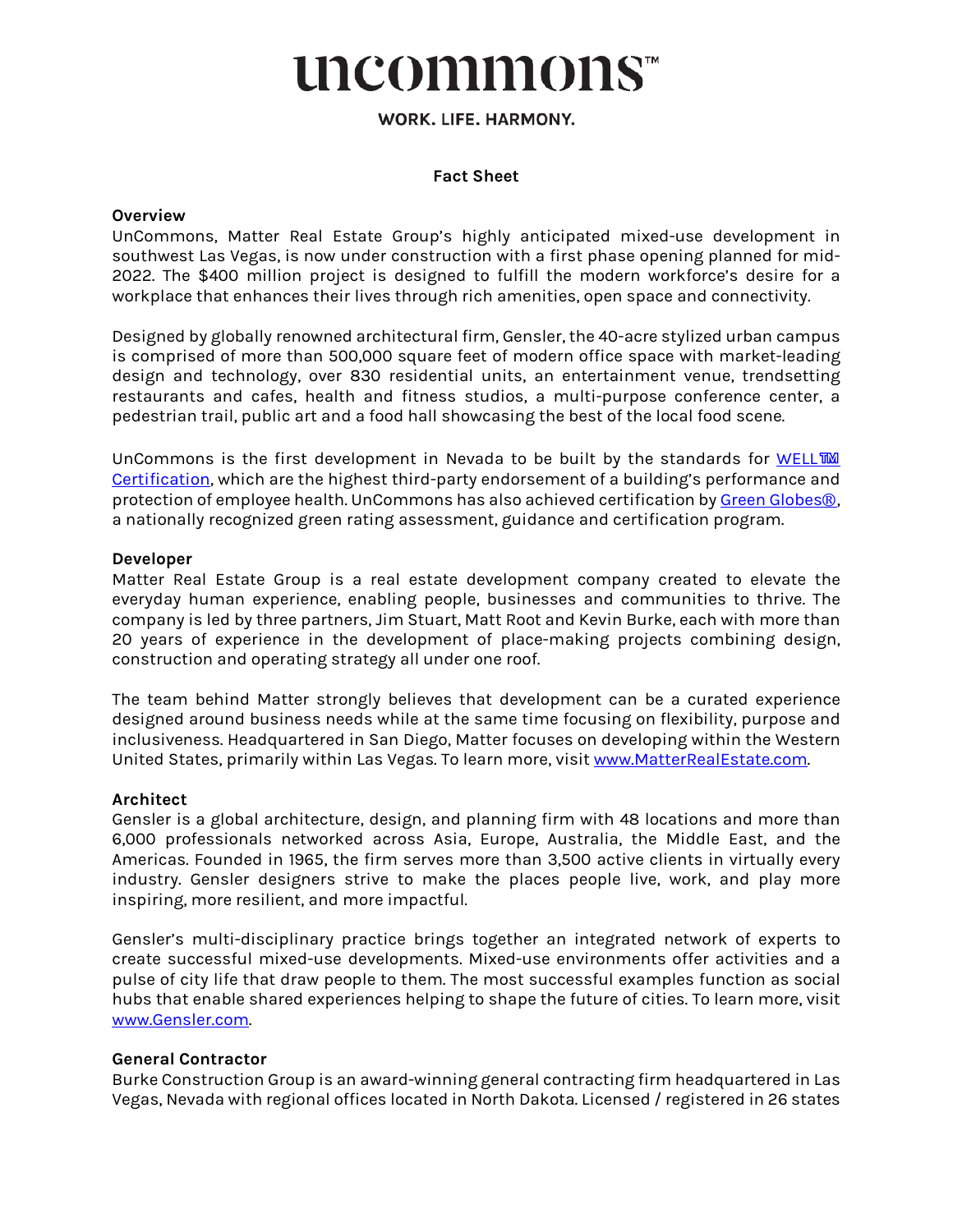# uncommons™

**WORK. LIFE. HARMONY.**

## Fact Sheet

### Overview

UnCommons, Matter Real Estate Group's highly anticipated mixed-use development in southwest Las Vegas, is now under construction with a first phase opening planned for mid-2022. The $400 million project is designed to fulfill the modern workforce's desire for a workplace that enhances their lives through rich amenities, open space and connectivity.

Designed by globally renowned architectural firm, Gensler, the 40-acre stylized urban campus is comprised of more than 500,000 square feet of modern office space with market-leading design and technology, over 830 residential units, an entertainment venue, trendsetting restaurants and cafes, health and fitness studios, a multi-purpose conference center, a pedestrian trail, public art and a food hall showcasing the best of the local food scene.

UnCommons is the first development in Nevada to be built by the standards for [WELL™ Certification], which are the highest third-party endorsement of a building's performance and protection of employee health. UnCommons has also achieved certification by [Green Globes®], a nationally recognized green rating assessment, guidance and certification program.

### Developer

Matter Real Estate Group is a real estate development company created to elevate the everyday human experience, enabling people, businesses and communities to thrive. The company is led by three partners, Jim Stuart, Matt Root and Kevin Burke, each with more than 20 years of experience in the development of place-making projects combining design, construction and operating strategy all under one roof.

The team behind Matter strongly believes that development can be a curated experience designed around business needs while at the same time focusing on flexibility, purpose and inclusiveness. Headquartered in San Diego, Matter focuses on developing within the Western United States, primarily within Las Vegas. To learn more, visit www.MatterRealEstate.com.

### Architect

Gensler is a global architecture, design, and planning firm with 48 locations and more than 6,000 professionals networked across Asia, Europe, Australia, the Middle East, and the Americas. Founded in 1965, the firm serves more than 3,500 active clients in virtually every industry. Gensler designers strive to make the places people live, work, and play more inspiring, more resilient, and more impactful.

Gensler's multi-disciplinary practice brings together an integrated network of experts to create successful mixed-use developments. Mixed-use environments offer activities and a pulse of city life that draw people to them. The most successful examples function as social hubs that enable shared experiences helping to shape the future of cities. To learn more, visit www.Gensler.com.

### General Contractor

Burke Construction Group is an award-winning general contracting firm headquartered in Las Vegas, Nevada with regional offices located in North Dakota. Licensed / registered in 26 states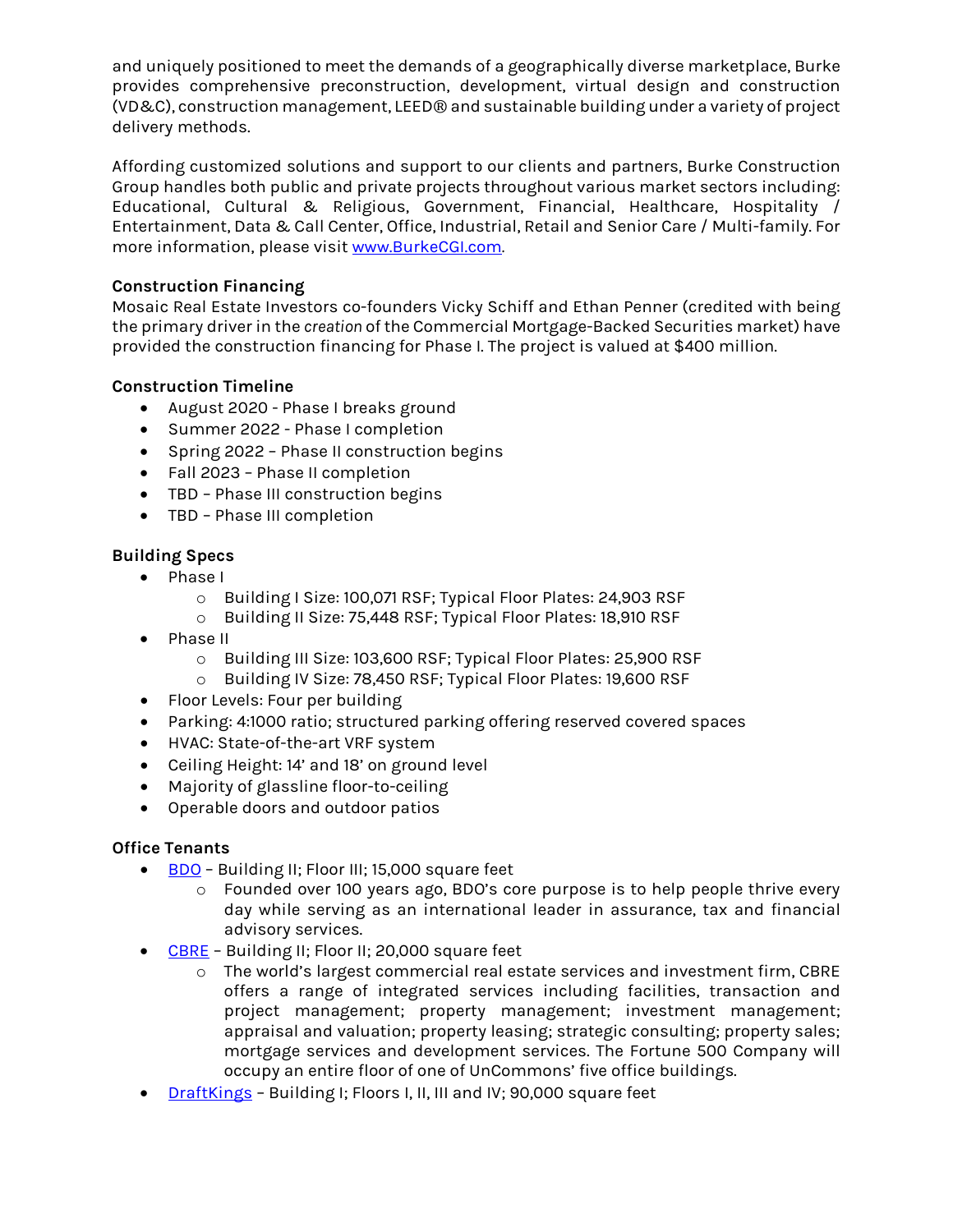and uniquely positioned to meet the demands of a geographically diverse marketplace, Burke provides comprehensive preconstruction, development, virtual design and construction (VD&C), construction management, LEED® and sustainable building under a variety of project delivery methods.

Affording customized solutions and support to our clients and partners, Burke Construction Group handles both public and private projects throughout various market sectors including: Educational, Cultural & Religious, Government, Financial, Healthcare, Hospitality / Entertainment, Data & Call Center, Office, Industrial, Retail and Senior Care / Multi-family. For more information, please visit [www.BurkeCGI.com](http://www.BurkeCGI.com).

**Construction Financing**

Mosaic Real Estate Investors co-founders Vicky Schiff and Ethan Penner (credited with being the primary driver in the *creation* of the Commercial Mortgage-Backed Securities market) have provided the construction financing for Phase I. The project is valued at $400 million.

**Construction Timeline**

- August 2020 - Phase I breaks ground
- Summer 2022 - Phase I completion
- Spring 2022 – Phase II construction begins
- Fall 2023 – Phase II completion
- TBD – Phase III construction begins
- TBD – Phase III completion

**Building Specs**

- Phase I
  - Building I Size: 100,071 RSF; Typical Floor Plates: 24,903 RSF
  - Building II Size: 75,448 RSF; Typical Floor Plates: 18,910 RSF
- Phase II
  - Building III Size: 103,600 RSF; Typical Floor Plates: 25,900 RSF
  - Building IV Size: 78,450 RSF; Typical Floor Plates: 19,600 RSF
- Floor Levels: Four per building
- Parking: 4:1000 ratio; structured parking offering reserved covered spaces
- HVAC: State-of-the-art VRF system
- Ceiling Height: 14' and 18' on ground level
- Majority of glassline floor-to-ceiling
- Operable doors and outdoor patios

**Office Tenants**

- BDO – Building II; Floor III; 15,000 square feet
  - Founded over 100 years ago, BDO's core purpose is to help people thrive every day while serving as an international leader in assurance, tax and financial advisory services.
- CBRE – Building II; Floor II; 20,000 square feet
  - The world's largest commercial real estate services and investment firm, CBRE offers a range of integrated services including facilities, transaction and project management; property management; investment management; appraisal and valuation; property leasing; strategic consulting; property sales; mortgage services and development services. The Fortune 500 Company will occupy an entire floor of one of UnCommons' five office buildings.
- DraftKings – Building I; Floors I, II, III and IV; 90,000 square feet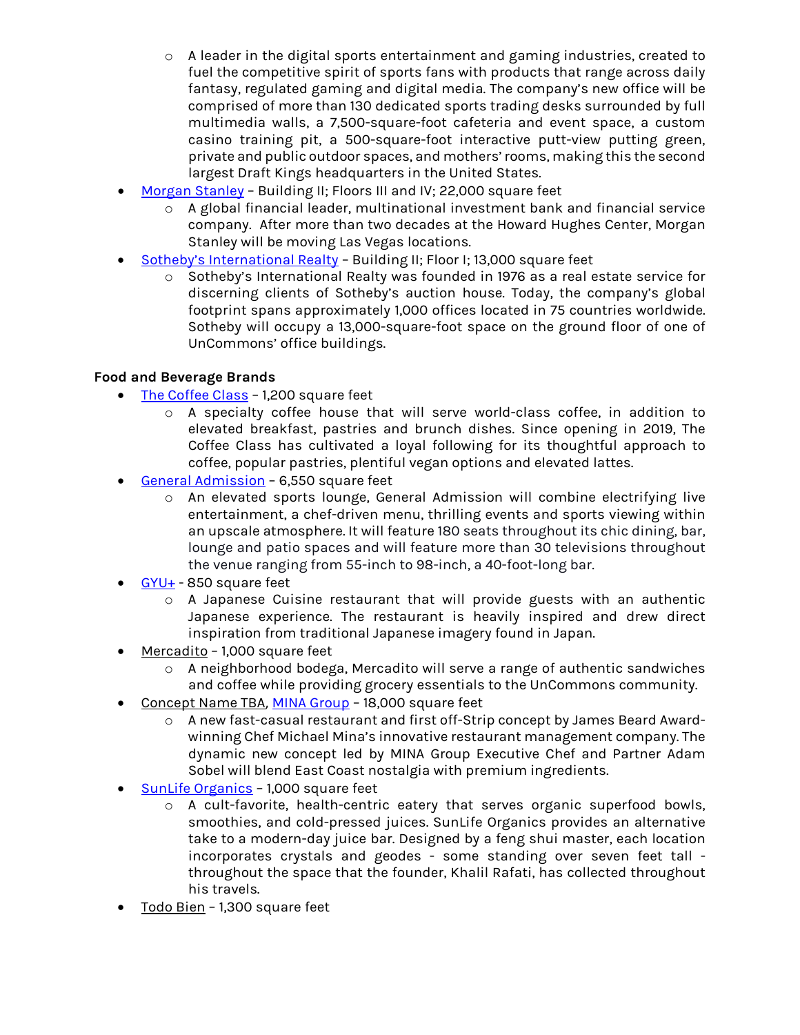- A leader in the digital sports entertainment and gaming industries, created to fuel the competitive spirit of sports fans with products that range across daily fantasy, regulated gaming and digital media. The company's new office will be comprised of more than 130 dedicated sports trading desks surrounded by full multimedia walls, a 7,500-square-foot cafeteria and event space, a custom casino training pit, a 500-square-foot interactive putt-view putting green, private and public outdoor spaces, and mothers' rooms, making this the second largest Draft Kings headquarters in the United States.
- Morgan Stanley – Building II; Floors III and IV; 22,000 square feet
    - A global financial leader, multinational investment bank and financial service company. After more than two decades at the Howard Hughes Center, Morgan Stanley will be moving Las Vegas locations.
- Sotheby's International Realty – Building II; Floor I; 13,000 square feet
    - Sotheby's International Realty was founded in 1976 as a real estate service for discerning clients of Sotheby's auction house. Today, the company's global footprint spans approximately 1,000 offices located in 75 countries worldwide. Sotheby will occupy a 13,000-square-foot space on the ground floor of one of UnCommons' office buildings.

**Food and Beverage Brands**

- The Coffee Class – 1,200 square feet
    - A specialty coffee house that will serve world-class coffee, in addition to elevated breakfast, pastries and brunch dishes. Since opening in 2019, The Coffee Class has cultivated a loyal following for its thoughtful approach to coffee, popular pastries, plentiful vegan options and elevated lattes.
- General Admission – 6,550 square feet
    - An elevated sports lounge, General Admission will combine electrifying live entertainment, a chef-driven menu, thrilling events and sports viewing within an upscale atmosphere. It will feature 180 seats throughout its chic dining, bar, lounge and patio spaces and will feature more than 30 televisions throughout the venue ranging from 55-inch to 98-inch, a 40-foot-long bar.
- GYU+ - 850 square feet
    - A Japanese Cuisine restaurant that will provide guests with an authentic Japanese experience. The restaurant is heavily inspired and drew direct inspiration from traditional Japanese imagery found in Japan.
- Mercadito – 1,000 square feet
    - A neighborhood bodega, Mercadito will serve a range of authentic sandwiches and coffee while providing grocery essentials to the UnCommons community.
- Concept Name TBA, MINA Group – 18,000 square feet
    - A new fast-casual restaurant and first off-Strip concept by James Beard Award-winning Chef Michael Mina's innovative restaurant management company. The dynamic new concept led by MINA Group Executive Chef and Partner Adam Sobel will blend East Coast nostalgia with premium ingredients.
- SunLife Organics – 1,000 square feet
    - A cult-favorite, health-centric eatery that serves organic superfood bowls, smoothies, and cold-pressed juices. SunLife Organics provides an alternative take to a modern-day juice bar. Designed by a feng shui master, each location incorporates crystals and geodes - some standing over seven feet tall - throughout the space that the founder, Khalil Rafati, has collected throughout his travels.
- Todo Bien – 1,300 square feet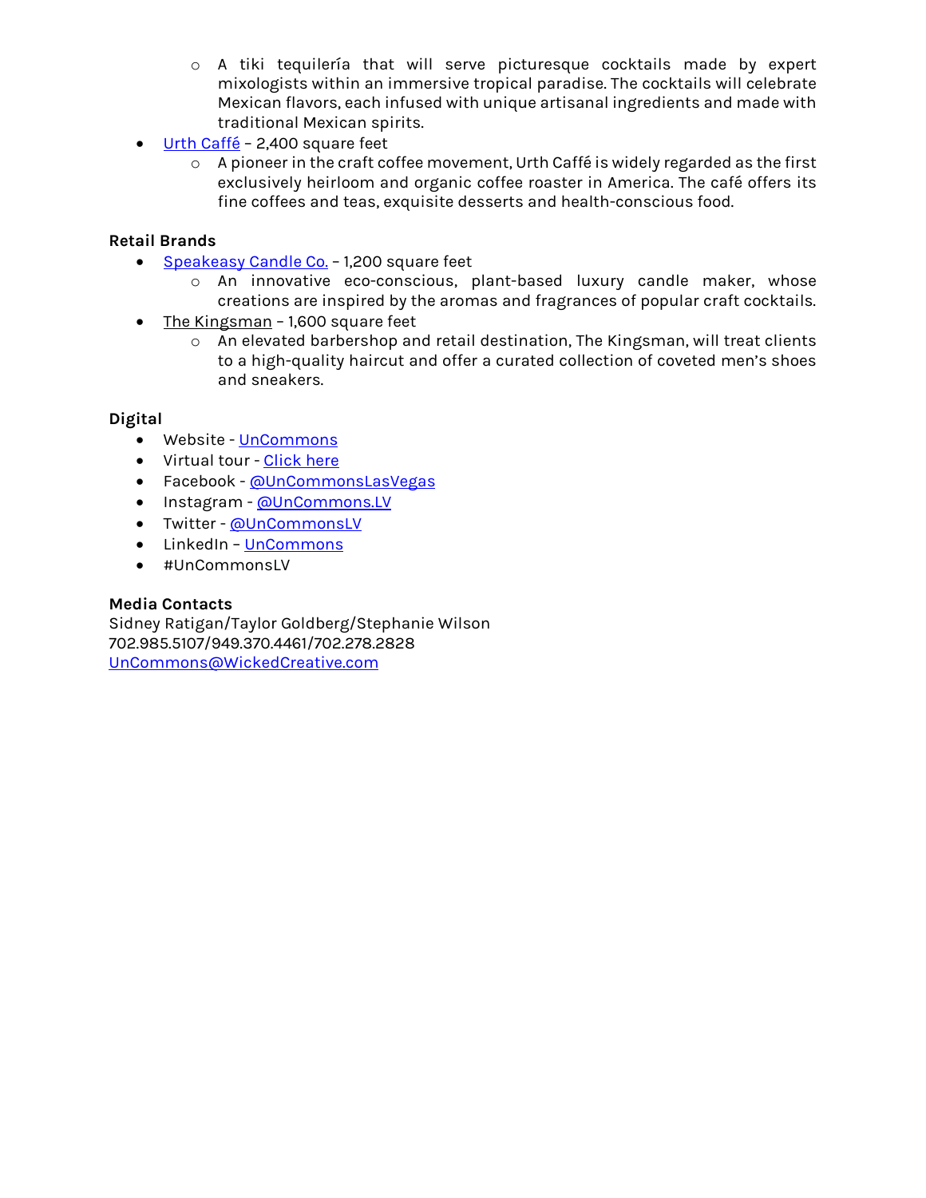- A tiki tequilería that will serve picturesque cocktails made by expert mixologists within an immersive tropical paradise. The cocktails will celebrate Mexican flavors, each infused with unique artisanal ingredients and made with traditional Mexican spirits.
- Urth Caffé – 2,400 square feet
    - A pioneer in the craft coffee movement, Urth Caffé is widely regarded as the first exclusively heirloom and organic coffee roaster in America. The café offers its fine coffees and teas, exquisite desserts and health-conscious food.

**Retail Brands**

- Speakeasy Candle Co. – 1,200 square feet
    - An innovative eco-conscious, plant-based luxury candle maker, whose creations are inspired by the aromas and fragrances of popular craft cocktails.
- The Kingsman – 1,600 square feet
    - An elevated barbershop and retail destination, The Kingsman, will treat clients to a high-quality haircut and offer a curated collection of coveted men's shoes and sneakers.

**Digital**

- Website - UnCommons
- Virtual tour - Click here
- Facebook - @UnCommonsLasVegas
- Instagram - @UnCommons.LV
- Twitter - @UnCommonsLV
- LinkedIn – UnCommons
- #UnCommonsLV

**Media Contacts**

Sidney Ratigan/Taylor Goldberg/Stephanie Wilson
702.985.5107/949.370.4461/702.278.2828
UnCommons@WickedCreative.com